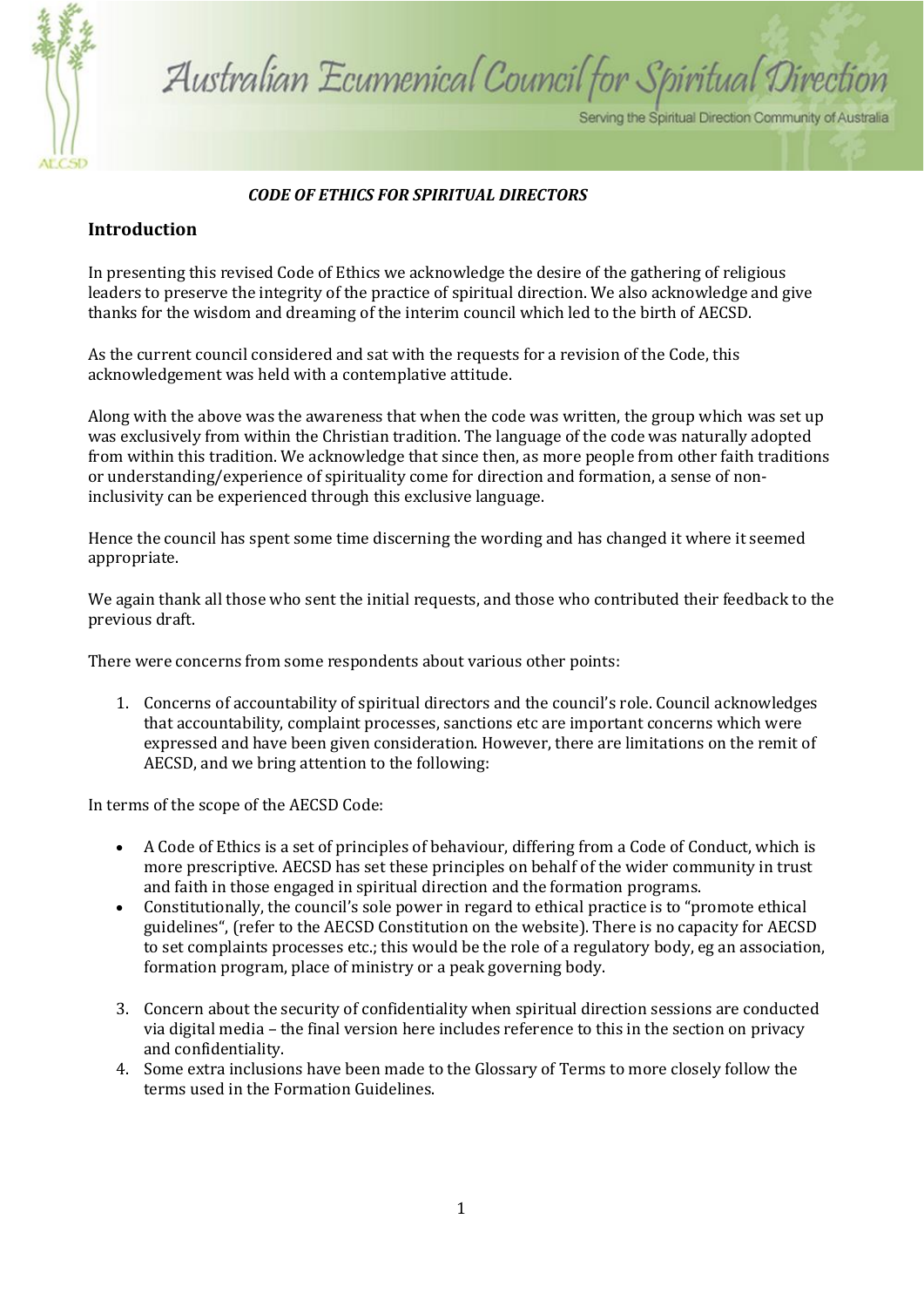# Australian Ecumenical Council for Spiritual Direction

Serving the Spiritual Direction Community of Australia

***CODE OF ETHICS FOR SPIRITUAL DIRECTORS***

## Introduction

In presenting this revised Code of Ethics we acknowledge the desire of the gathering of religious leaders to preserve the integrity of the practice of spiritual direction. We also acknowledge and give thanks for the wisdom and dreaming of the interim council which led to the birth of AECSD.

As the current council considered and sat with the requests for a revision of the Code, this acknowledgement was held with a contemplative attitude.

Along with the above was the awareness that when the code was written, the group which was set up was exclusively from within the Christian tradition. The language of the code was naturally adopted from within this tradition. We acknowledge that since then, as more people from other faith traditions or understanding/experience of spirituality come for direction and formation, a sense of non-inclusivity can be experienced through this exclusive language.

Hence the council has spent some time discerning the wording and has changed it where it seemed appropriate.

We again thank all those who sent the initial requests, and those who contributed their feedback to the previous draft.

There were concerns from some respondents about various other points:

1. Concerns of accountability of spiritual directors and the council's role. Council acknowledges that accountability, complaint processes, sanctions etc are important concerns which were expressed and have been given consideration. However, there are limitations on the remit of AECSD, and we bring attention to the following:

In terms of the scope of the AECSD Code:

- A Code of Ethics is a set of principles of behaviour, differing from a Code of Conduct, which is more prescriptive. AECSD has set these principles on behalf of the wider community in trust and faith in those engaged in spiritual direction and the formation programs.
- Constitutionally, the council's sole power in regard to ethical practice is to "promote ethical guidelines", (refer to the AECSD Constitution on the website). There is no capacity for AECSD to set complaints processes etc.; this would be the role of a regulatory body, eg an association, formation program, place of ministry or a peak governing body.

3. Concern about the security of confidentiality when spiritual direction sessions are conducted via digital media – the final version here includes reference to this in the section on privacy and confidentiality.
4. Some extra inclusions have been made to the Glossary of Terms to more closely follow the terms used in the Formation Guidelines.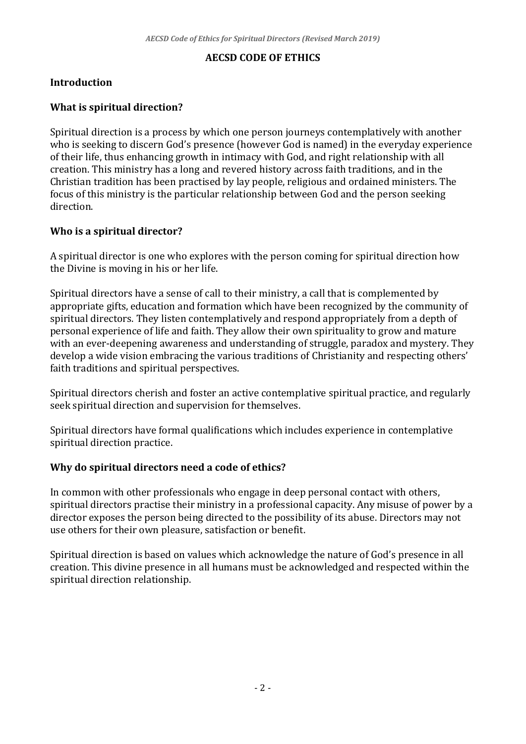# AECSD CODE OF ETHICS

## Introduction

### What is spiritual direction?

Spiritual direction is a process by which one person journeys contemplatively with another who is seeking to discern God's presence (however God is named) in the everyday experience of their life, thus enhancing growth in intimacy with God, and right relationship with all creation. This ministry has a long and revered history across faith traditions, and in the Christian tradition has been practised by lay people, religious and ordained ministers. The focus of this ministry is the particular relationship between God and the person seeking direction.

### Who is a spiritual director?

A spiritual director is one who explores with the person coming for spiritual direction how the Divine is moving in his or her life.

Spiritual directors have a sense of call to their ministry, a call that is complemented by appropriate gifts, education and formation which have been recognized by the community of spiritual directors. They listen contemplatively and respond appropriately from a depth of personal experience of life and faith. They allow their own spirituality to grow and mature with an ever-deepening awareness and understanding of struggle, paradox and mystery. They develop a wide vision embracing the various traditions of Christianity and respecting others' faith traditions and spiritual perspectives.

Spiritual directors cherish and foster an active contemplative spiritual practice, and regularly seek spiritual direction and supervision for themselves.

Spiritual directors have formal qualifications which includes experience in contemplative spiritual direction practice.

### Why do spiritual directors need a code of ethics?

In common with other professionals who engage in deep personal contact with others, spiritual directors practise their ministry in a professional capacity. Any misuse of power by a director exposes the person being directed to the possibility of its abuse. Directors may not use others for their own pleasure, satisfaction or benefit.

Spiritual direction is based on values which acknowledge the nature of God's presence in all creation. This divine presence in all humans must be acknowledged and respected within the spiritual direction relationship.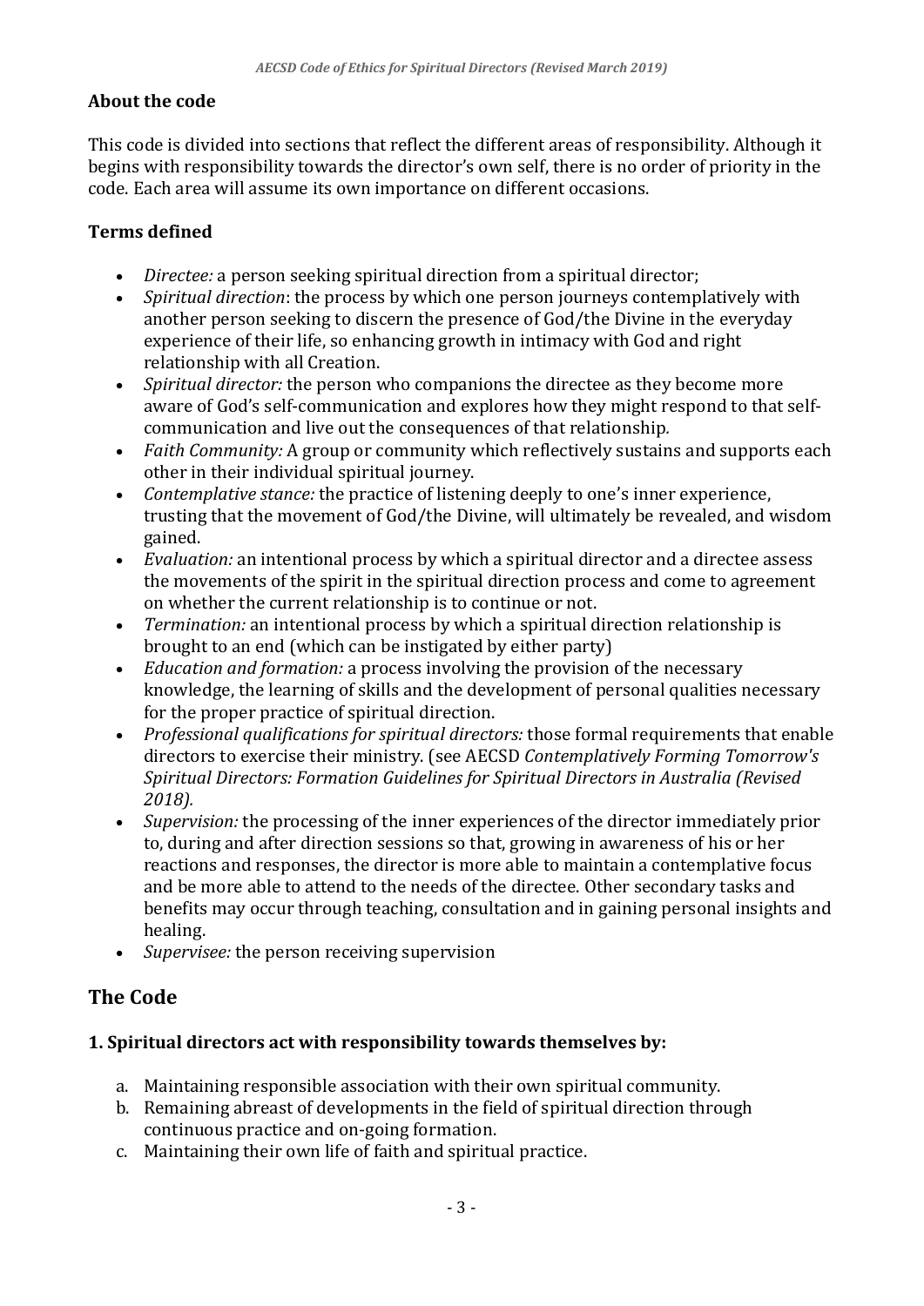### About the code

This code is divided into sections that reflect the different areas of responsibility. Although it begins with responsibility towards the director's own self, there is no order of priority in the code. Each area will assume its own importance on different occasions.

### Terms defined

- *Directee:* a person seeking spiritual direction from a spiritual director;
- *Spiritual direction*: the process by which one person journeys contemplatively with another person seeking to discern the presence of God/the Divine in the everyday experience of their life, so enhancing growth in intimacy with God and right relationship with all Creation.
- *Spiritual director:* the person who companions the directee as they become more aware of God's self-communication and explores how they might respond to that self-communication and live out the consequences of that relationship.
- *Faith Community:* A group or community which reflectively sustains and supports each other in their individual spiritual journey.
- *Contemplative stance:* the practice of listening deeply to one's inner experience, trusting that the movement of God/the Divine, will ultimately be revealed, and wisdom gained.
- *Evaluation:* an intentional process by which a spiritual director and a directee assess the movements of the spirit in the spiritual direction process and come to agreement on whether the current relationship is to continue or not.
- *Termination:* an intentional process by which a spiritual direction relationship is brought to an end (which can be instigated by either party)
- *Education and formation:* a process involving the provision of the necessary knowledge, the learning of skills and the development of personal qualities necessary for the proper practice of spiritual direction.
- *Professional qualifications for spiritual directors:* those formal requirements that enable directors to exercise their ministry. (see AECSD *Contemplatively Forming Tomorrow's Spiritual Directors: Formation Guidelines for Spiritual Directors in Australia (Revised 2018).*
- *Supervision:* the processing of the inner experiences of the director immediately prior to, during and after direction sessions so that, growing in awareness of his or her reactions and responses, the director is more able to maintain a contemplative focus and be more able to attend to the needs of the directee. Other secondary tasks and benefits may occur through teaching, consultation and in gaining personal insights and healing.
- *Supervisee:* the person receiving supervision

## The Code

### 1. Spiritual directors act with responsibility towards themselves by:

a. Maintaining responsible association with their own spiritual community.
b. Remaining abreast of developments in the field of spiritual direction through continuous practice and on-going formation.
c. Maintaining their own life of faith and spiritual practice.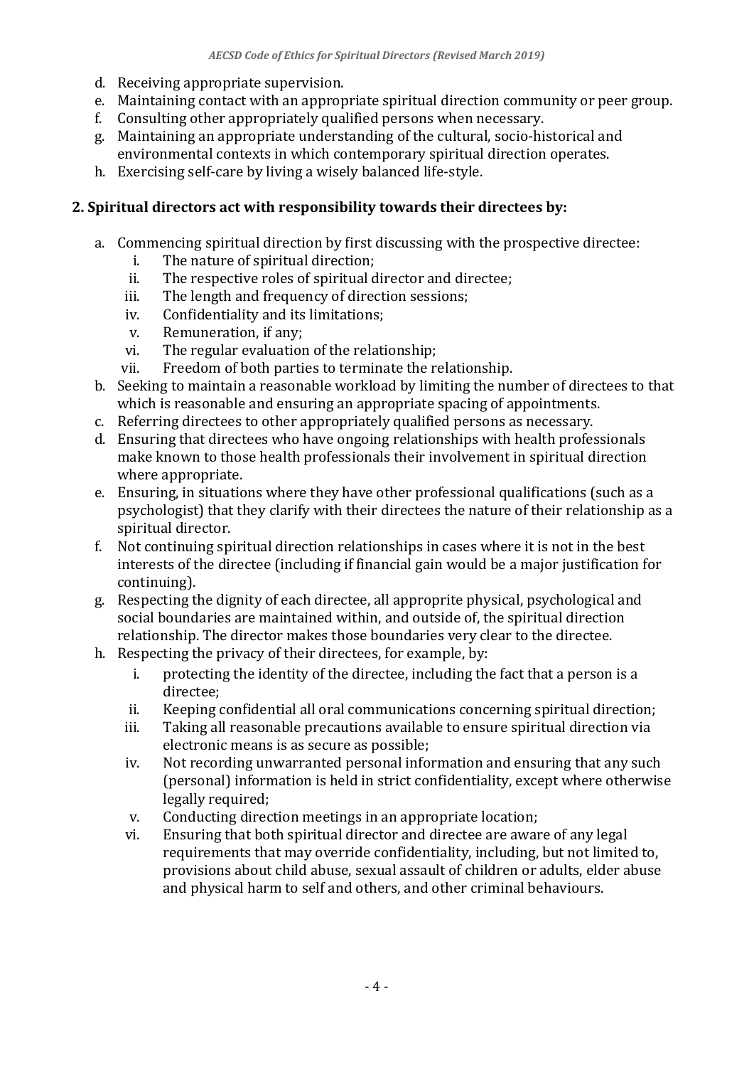d. Receiving appropriate supervision.
e. Maintaining contact with an appropriate spiritual direction community or peer group.
f. Consulting other appropriately qualified persons when necessary.
g. Maintaining an appropriate understanding of the cultural, socio-historical and environmental contexts in which contemporary spiritual direction operates.
h. Exercising self-care by living a wisely balanced life-style.

### 2. Spiritual directors act with responsibility towards their directees by:

a. Commencing spiritual direction by first discussing with the prospective directee:
   i. The nature of spiritual direction;
   ii. The respective roles of spiritual director and directee;
   iii. The length and frequency of direction sessions;
   iv. Confidentiality and its limitations;
   v. Remuneration, if any;
   vi. The regular evaluation of the relationship;
   vii. Freedom of both parties to terminate the relationship.
b. Seeking to maintain a reasonable workload by limiting the number of directees to that which is reasonable and ensuring an appropriate spacing of appointments.
c. Referring directees to other appropriately qualified persons as necessary.
d. Ensuring that directees who have ongoing relationships with health professionals make known to those health professionals their involvement in spiritual direction where appropriate.
e. Ensuring, in situations where they have other professional qualifications (such as a psychologist) that they clarify with their directees the nature of their relationship as a spiritual director.
f. Not continuing spiritual direction relationships in cases where it is not in the best interests of the directee (including if financial gain would be a major justification for continuing).
g. Respecting the dignity of each directee, all approprite physical, psychological and social boundaries are maintained within, and outside of, the spiritual direction relationship. The director makes those boundaries very clear to the directee.
h. Respecting the privacy of their directees, for example, by:
   i. protecting the identity of the directee, including the fact that a person is a directee;
   ii. Keeping confidential all oral communications concerning spiritual direction;
   iii. Taking all reasonable precautions available to ensure spiritual direction via electronic means is as secure as possible;
   iv. Not recording unwarranted personal information and ensuring that any such (personal) information is held in strict confidentiality, except where otherwise legally required;
   v. Conducting direction meetings in an appropriate location;
   vi. Ensuring that both spiritual director and directee are aware of any legal requirements that may override confidentiality, including, but not limited to, provisions about child abuse, sexual assault of children or adults, elder abuse and physical harm to self and others, and other criminal behaviours.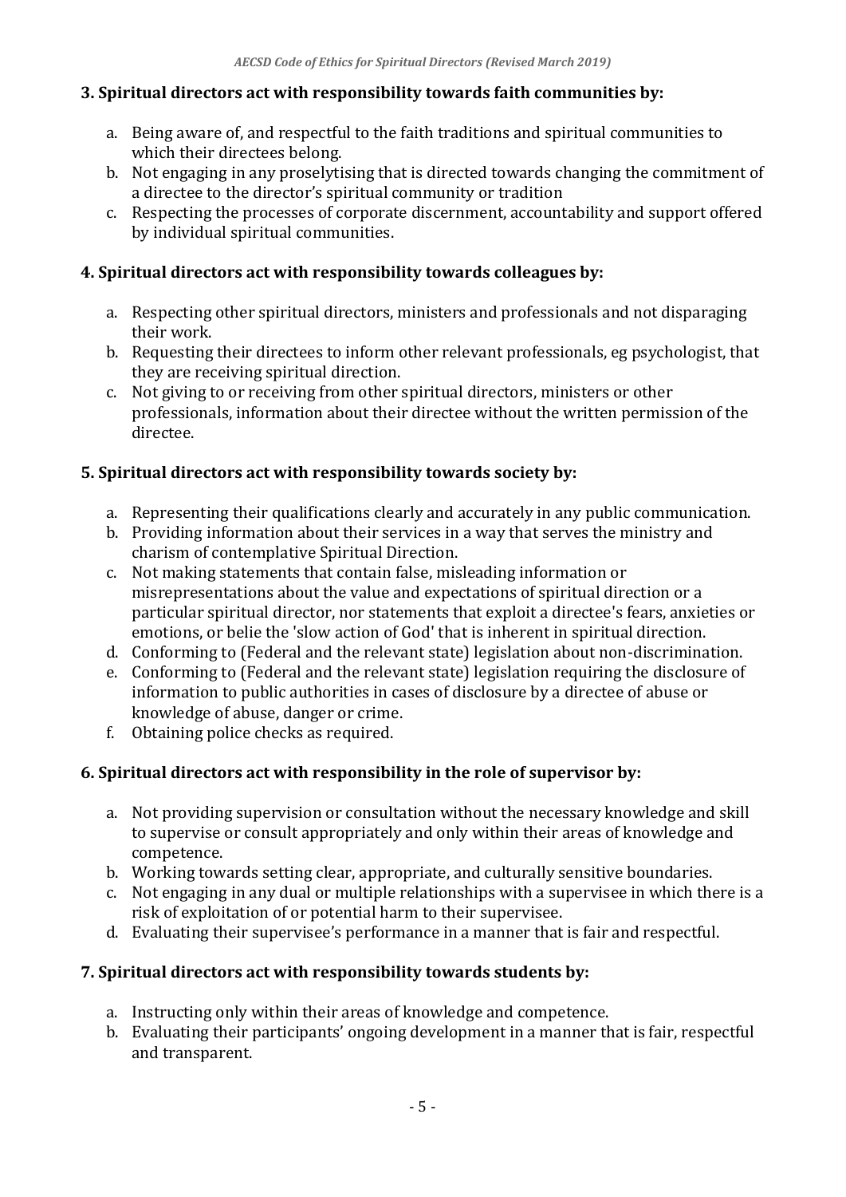**3. Spiritual directors act with responsibility towards faith communities by:**

a. Being aware of, and respectful to the faith traditions and spiritual communities to which their directees belong.
b. Not engaging in any proselytising that is directed towards changing the commitment of a directee to the director's spiritual community or tradition
c. Respecting the processes of corporate discernment, accountability and support offered by individual spiritual communities.

**4. Spiritual directors act with responsibility towards colleagues by:**

a. Respecting other spiritual directors, ministers and professionals and not disparaging their work.
b. Requesting their directees to inform other relevant professionals, eg psychologist, that they are receiving spiritual direction.
c. Not giving to or receiving from other spiritual directors, ministers or other professionals, information about their directee without the written permission of the directee.

**5. Spiritual directors act with responsibility towards society by:**

a. Representing their qualifications clearly and accurately in any public communication.
b. Providing information about their services in a way that serves the ministry and charism of contemplative Spiritual Direction.
c. Not making statements that contain false, misleading information or misrepresentations about the value and expectations of spiritual direction or a particular spiritual director, nor statements that exploit a directee's fears, anxieties or emotions, or belie the 'slow action of God' that is inherent in spiritual direction.
d. Conforming to (Federal and the relevant state) legislation about non-discrimination.
e. Conforming to (Federal and the relevant state) legislation requiring the disclosure of information to public authorities in cases of disclosure by a directee of abuse or knowledge of abuse, danger or crime.
f. Obtaining police checks as required.

**6. Spiritual directors act with responsibility in the role of supervisor by:**

a. Not providing supervision or consultation without the necessary knowledge and skill to supervise or consult appropriately and only within their areas of knowledge and competence.
b. Working towards setting clear, appropriate, and culturally sensitive boundaries.
c. Not engaging in any dual or multiple relationships with a supervisee in which there is a risk of exploitation of or potential harm to their supervisee.
d. Evaluating their supervisee's performance in a manner that is fair and respectful.

**7. Spiritual directors act with responsibility towards students by:**

a. Instructing only within their areas of knowledge and competence.
b. Evaluating their participants' ongoing development in a manner that is fair, respectful and transparent.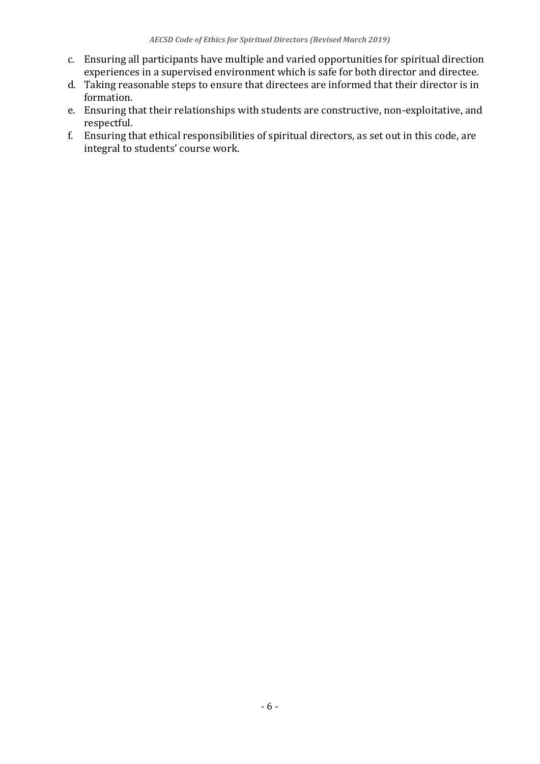c. Ensuring all participants have multiple and varied opportunities for spiritual direction experiences in a supervised environment which is safe for both director and directee.
d. Taking reasonable steps to ensure that directees are informed that their director is in formation.
e. Ensuring that their relationships with students are constructive, non-exploitative, and respectful.
f. Ensuring that ethical responsibilities of spiritual directors, as set out in this code, are integral to students' course work.